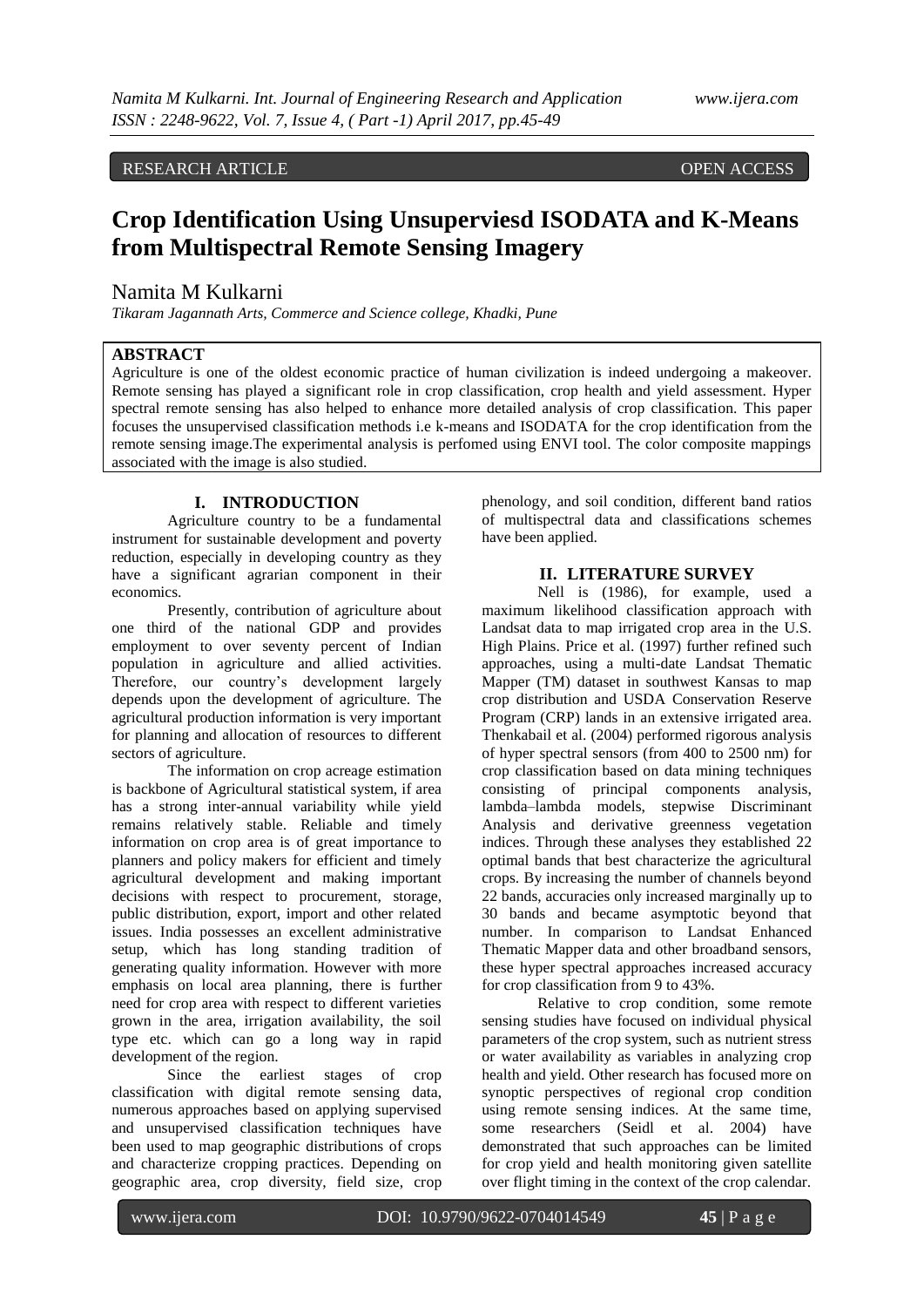RESEARCH ARTICLE OPEN ACCESS

# Crop Identification Using Unsuperviesd ISODATA and K-Means from Multispectral Remote Sensing Imagery

Namita M Kulkarni

*Tikaram Jagannath Arts, Commerce and Science college, Khadki, Pune*

**ABSTRACT**

Agriculture is one of the oldest economic practice of human civilization is indeed undergoing a makeover. Remote sensing has played a significant role in crop classification, crop health and yield assessment. Hyper spectral remote sensing has also helped to enhance more detailed analysis of crop classification. This paper focuses the unsupervised classification methods i.e k-means and ISODATA for the crop identification from the remote sensing image.The experimental analysis is perfomed using ENVI tool. The color composite mappings associated with the image is also studied.

## I. INTRODUCTION

Agriculture country to be a fundamental instrument for sustainable development and poverty reduction, especially in developing country as they have a significant agrarian component in their economics.

Presently, contribution of agriculture about one third of the national GDP and provides employment to over seventy percent of Indian population in agriculture and allied activities. Therefore, our country's development largely depends upon the development of agriculture. The agricultural production information is very important for planning and allocation of resources to different sectors of agriculture.

The information on crop acreage estimation is backbone of Agricultural statistical system, if area has a strong inter-annual variability while yield remains relatively stable. Reliable and timely information on crop area is of great importance to planners and policy makers for efficient and timely agricultural development and making important decisions with respect to procurement, storage, public distribution, export, import and other related issues. India possesses an excellent administrative setup, which has long standing tradition of generating quality information. However with more emphasis on local area planning, there is further need for crop area with respect to different varieties grown in the area, irrigation availability, the soil type etc. which can go a long way in rapid development of the region.

Since the earliest stages of crop classification with digital remote sensing data, numerous approaches based on applying supervised and unsupervised classification techniques have been used to map geographic distributions of crops and characterize cropping practices. Depending on geographic area, crop diversity, field size, crop phenology, and soil condition, different band ratios of multispectral data and classifications schemes have been applied.

## II. LITERATURE SURVEY

Nell is (1986), for example, used a maximum likelihood classification approach with Landsat data to map irrigated crop area in the U.S. High Plains. Price et al. (1997) further refined such approaches, using a multi-date Landsat Thematic Mapper (TM) dataset in southwest Kansas to map crop distribution and USDA Conservation Reserve Program (CRP) lands in an extensive irrigated area. Thenkabail et al. (2004) performed rigorous analysis of hyper spectral sensors (from 400 to 2500 nm) for crop classification based on data mining techniques consisting of principal components analysis, lambda–lambda models, stepwise Discriminant Analysis and derivative greenness vegetation indices. Through these analyses they established 22 optimal bands that best characterize the agricultural crops. By increasing the number of channels beyond 22 bands, accuracies only increased marginally up to 30 bands and became asymptotic beyond that number. In comparison to Landsat Enhanced Thematic Mapper data and other broadband sensors, these hyper spectral approaches increased accuracy for crop classification from 9 to 43%.

Relative to crop condition, some remote sensing studies have focused on individual physical parameters of the crop system, such as nutrient stress or water availability as variables in analyzing crop health and yield. Other research has focused more on synoptic perspectives of regional crop condition using remote sensing indices. At the same time, some researchers (Seidl et al. 2004) have demonstrated that such approaches can be limited for crop yield and health monitoring given satellite over flight timing in the context of the crop calendar.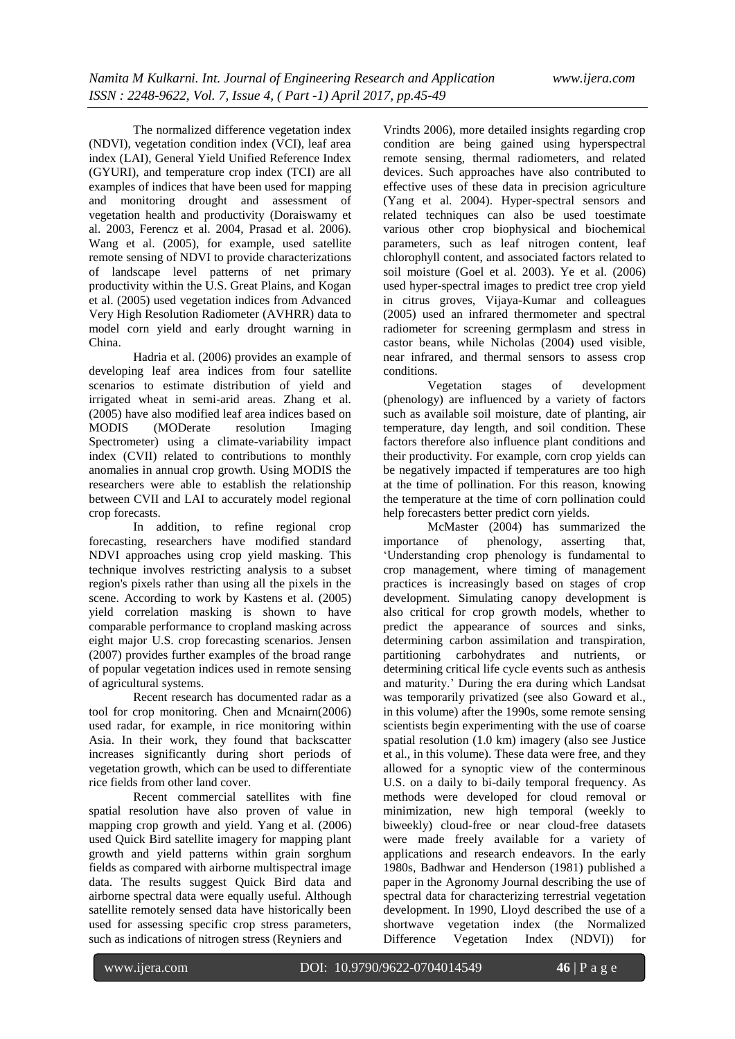The normalized difference vegetation index (NDVI), vegetation condition index (VCI), leaf area index (LAI), General Yield Unified Reference Index (GYURI), and temperature crop index (TCI) are all examples of indices that have been used for mapping and monitoring drought and assessment of vegetation health and productivity (Doraiswamy et al. 2003, Ferencz et al. 2004, Prasad et al. 2006). Wang et al. (2005), for example, used satellite remote sensing of NDVI to provide characterizations of landscape level patterns of net primary productivity within the U.S. Great Plains, and Kogan et al. (2005) used vegetation indices from Advanced Very High Resolution Radiometer (AVHRR) data to model corn yield and early drought warning in China.

Hadria et al. (2006) provides an example of developing leaf area indices from four satellite scenarios to estimate distribution of yield and irrigated wheat in semi-arid areas. Zhang et al. (2005) have also modified leaf area indices based on MODIS (MODerate resolution Imaging Spectrometer) using a climate-variability impact index (CVII) related to contributions to monthly anomalies in annual crop growth. Using MODIS the researchers were able to establish the relationship between CVII and LAI to accurately model regional crop forecasts.

In addition, to refine regional crop forecasting, researchers have modified standard NDVI approaches using crop yield masking. This technique involves restricting analysis to a subset region's pixels rather than using all the pixels in the scene. According to work by Kastens et al. (2005) yield correlation masking is shown to have comparable performance to cropland masking across eight major U.S. crop forecasting scenarios. Jensen (2007) provides further examples of the broad range of popular vegetation indices used in remote sensing of agricultural systems.

Recent research has documented radar as a tool for crop monitoring. Chen and Mcnairn(2006) used radar, for example, in rice monitoring within Asia. In their work, they found that backscatter increases significantly during short periods of vegetation growth, which can be used to differentiate rice fields from other land cover.

Recent commercial satellites with fine spatial resolution have also proven of value in mapping crop growth and yield. Yang et al. (2006) used Quick Bird satellite imagery for mapping plant growth and yield patterns within grain sorghum fields as compared with airborne multispectral image data. The results suggest Quick Bird data and airborne spectral data were equally useful. Although satellite remotely sensed data have historically been used for assessing specific crop stress parameters, such as indications of nitrogen stress (Reyniers and Vrindts 2006), more detailed insights regarding crop condition are being gained using hyperspectral remote sensing, thermal radiometers, and related devices. Such approaches have also contributed to effective uses of these data in precision agriculture (Yang et al. 2004). Hyper-spectral sensors and related techniques can also be used toestimate various other crop biophysical and biochemical parameters, such as leaf nitrogen content, leaf chlorophyll content, and associated factors related to soil moisture (Goel et al. 2003). Ye et al. (2006) used hyper-spectral images to predict tree crop yield in citrus groves, Vijaya-Kumar and colleagues (2005) used an infrared thermometer and spectral radiometer for screening germplasm and stress in castor beans, while Nicholas (2004) used visible, near infrared, and thermal sensors to assess crop conditions.

Vegetation stages of development (phenology) are influenced by a variety of factors such as available soil moisture, date of planting, air temperature, day length, and soil condition. These factors therefore also influence plant conditions and their productivity. For example, corn crop yields can be negatively impacted if temperatures are too high at the time of pollination. For this reason, knowing the temperature at the time of corn pollination could help forecasters better predict corn yields.

McMaster (2004) has summarized the importance of phenology, asserting that, 'Understanding crop phenology is fundamental to crop management, where timing of management practices is increasingly based on stages of crop development. Simulating canopy development is also critical for crop growth models, whether to predict the appearance of sources and sinks, determining carbon assimilation and transpiration, partitioning carbohydrates and nutrients, or determining critical life cycle events such as anthesis and maturity.' During the era during which Landsat was temporarily privatized (see also Goward et al., in this volume) after the 1990s, some remote sensing scientists begin experimenting with the use of coarse spatial resolution (1.0 km) imagery (also see Justice et al., in this volume). These data were free, and they allowed for a synoptic view of the conterminous U.S. on a daily to bi-daily temporal frequency. As methods were developed for cloud removal or minimization, new high temporal (weekly to biweekly) cloud-free or near cloud-free datasets were made freely available for a variety of applications and research endeavors. In the early 1980s, Badhwar and Henderson (1981) published a paper in the Agronomy Journal describing the use of spectral data for characterizing terrestrial vegetation development. In 1990, Lloyd described the use of a shortwave vegetation index (the Normalized Difference Vegetation Index (NDVI)) for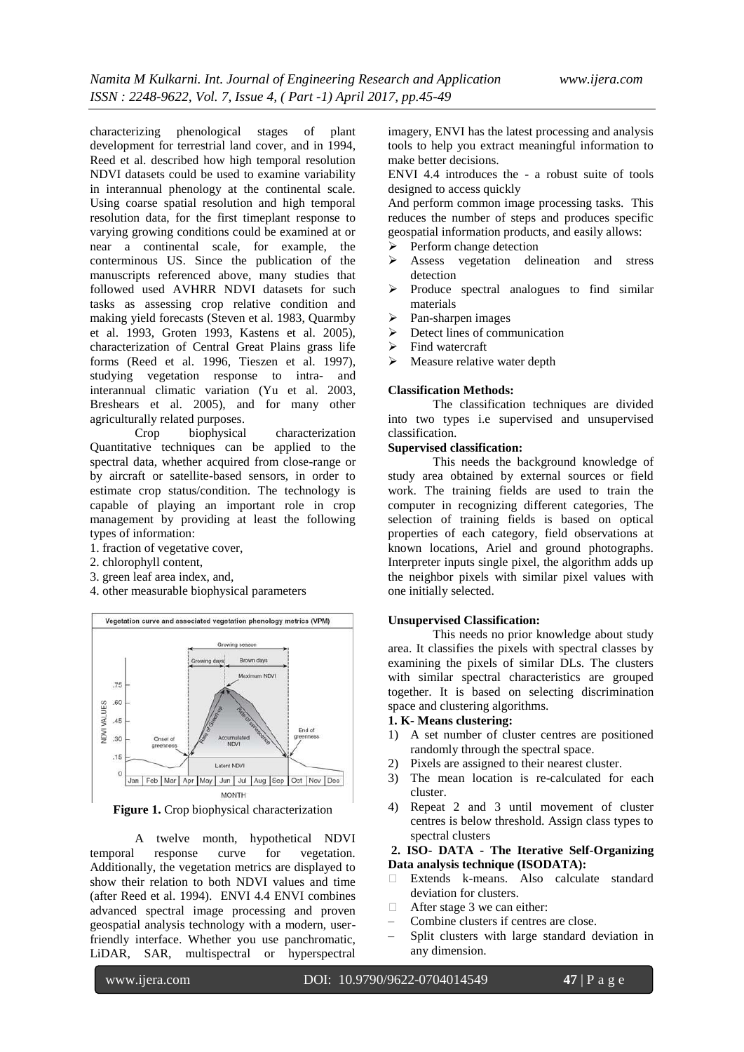characterizing phenological stages of plant development for terrestrial land cover, and in 1994, Reed et al. described how high temporal resolution NDVI datasets could be used to examine variability in interannual phenology at the continental scale. Using coarse spatial resolution and high temporal resolution data, for the first timeplant response to varying growing conditions could be examined at or near a continental scale, for example, the conterminous US. Since the publication of the manuscripts referenced above, many studies that followed used AVHRR NDVI datasets for such tasks as assessing crop relative condition and making yield forecasts (Steven et al. 1983, Quarmby et al. 1993, Groten 1993, Kastens et al. 2005), characterization of Central Great Plains grass life forms (Reed et al. 1996, Tieszen et al. 1997), studying vegetation response to intra- and interannual climatic variation (Yu et al. 2003, Breshears et al. 2005), and for many other agriculturally related purposes.

Crop biophysical characterization Quantitative techniques can be applied to the spectral data, whether acquired from close-range or by aircraft or satellite-based sensors, in order to estimate crop status/condition. The technology is capable of playing an important role in crop management by providing at least the following types of information:

1. fraction of vegetative cover,
2. chlorophyll content,
3. green leaf area index, and,
4. other measurable biophysical parameters

**Figure 1.** Crop biophysical characterization

A twelve month, hypothetical NDVI temporal response curve for vegetation. Additionally, the vegetation metrics are displayed to show their relation to both NDVI values and time (after Reed et al. 1994). ENVI 4.4 ENVI combines advanced spectral image processing and proven geospatial analysis technology with a modern, user-friendly interface. Whether you use panchromatic, LiDAR, SAR, multispectral or hyperspectral imagery, ENVI has the latest processing and analysis tools to help you extract meaningful information to make better decisions.

ENVI 4.4 introduces the - a robust suite of tools designed to access quickly

And perform common image processing tasks. This reduces the number of steps and produces specific geospatial information products, and easily allows:

- Perform change detection
- Assess vegetation delineation and stress detection
- Produce spectral analogues to find similar materials
- Pan-sharpen images
- Detect lines of communication
- Find watercraft
- Measure relative water depth

**Classification Methods:**

The classification techniques are divided into two types i.e supervised and unsupervised classification.

**Supervised classification:**

This needs the background knowledge of study area obtained by external sources or field work. The training fields are used to train the computer in recognizing different categories, The selection of training fields is based on optical properties of each category, field observations at known locations, Ariel and ground photographs. Interpreter inputs single pixel, the algorithm adds up the neighbor pixels with similar pixel values with one initially selected.

**Unsupervised Classification:**

This needs no prior knowledge about study area. It classifies the pixels with spectral classes by examining the pixels of similar DLs. The clusters with similar spectral characteristics are grouped together. It is based on selecting discrimination space and clustering algorithms.

**1. K- Means clustering:**

1) A set number of cluster centres are positioned randomly through the spectral space.
2) Pixels are assigned to their nearest cluster.
3) The mean location is re-calculated for each cluster.
4) Repeat 2 and 3 until movement of cluster centres is below threshold. Assign class types to spectral clusters

**2. ISO- DATA - The Iterative Self-Organizing Data analysis technique (ISODATA):**

- Extends k-means. Also calculate standard deviation for clusters.
- After stage 3 we can either:
  - Combine clusters if centres are close.
  - Split clusters with large standard deviation in any dimension.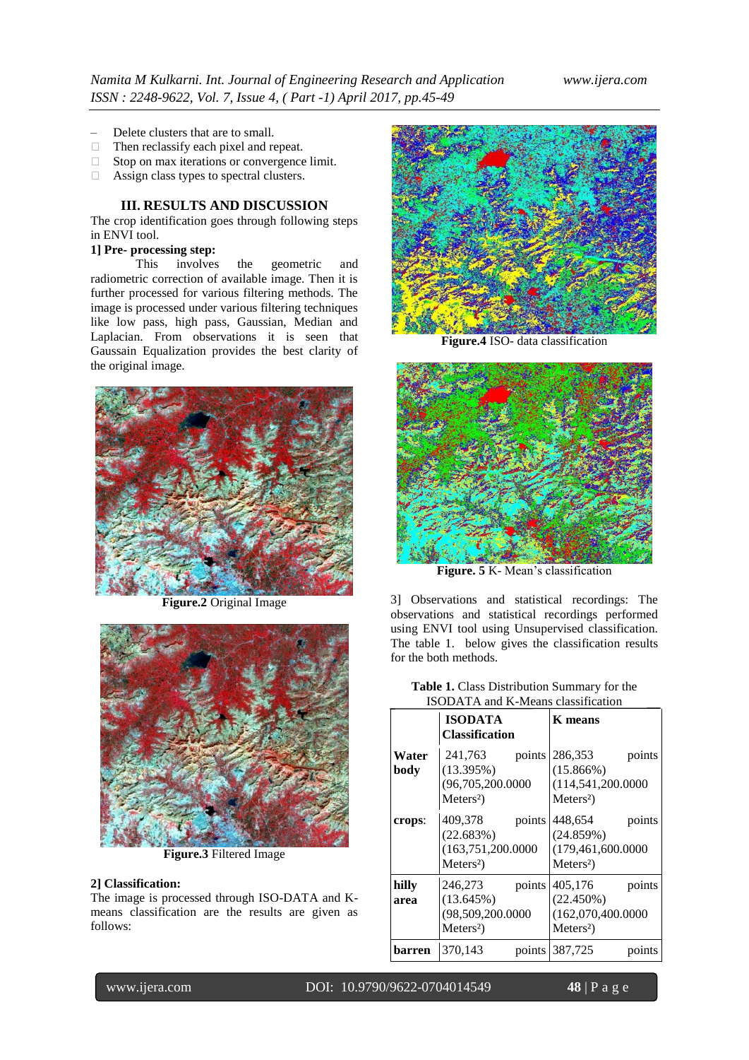- Delete clusters that are to small.
- Then reclassify each pixel and repeat.
- Stop on max iterations or convergence limit.
- Assign class types to spectral clusters.

## III. RESULTS AND DISCUSSION

The crop identification goes through following steps in ENVI tool.

**1] Pre- processing step:**

This involves the geometric and radiometric correction of available image. Then it is further processed for various filtering methods. The image is processed under various filtering techniques like low pass, high pass, Gaussian, Median and Laplacian. From observations it is seen that Gaussain Equalization provides the best clarity of the original image.

**Figure.2** Original Image

**Figure.3** Filtered Image

**2] Classification:**

The image is processed through ISO-DATA and K-means classification are the results are given as follows:

**Figure.4** ISO- data classification

**Figure. 5** K- Mean's classification

3] Observations and statistical recordings: The observations and statistical recordings performed using ENVI tool using Unsupervised classification. The table 1. below gives the classification results for the both methods.

**Table 1.** Class Distribution Summary for the ISODATA and K-Means classification

| | **ISODATA Classification** | **K means** |
|---|---|---|
| **Water body** | 241,763 points (13.395%) (96,705,200.0000 Meters²) | 286,353 points (15.866%) (114,541,200.0000 Meters²) |
| **crops**: | 409,378 points (22.683%) (163,751,200.0000 Meters²) | 448,654 points (24.859%) (179,461,600.0000 Meters²) |
| **hilly area** | 246,273 points (13.645%) (98,509,200.0000 Meters²) | 405,176 points (22.450%) (162,070,400.0000 Meters²) |
| **barren** | 370,143 points | 387,725 points |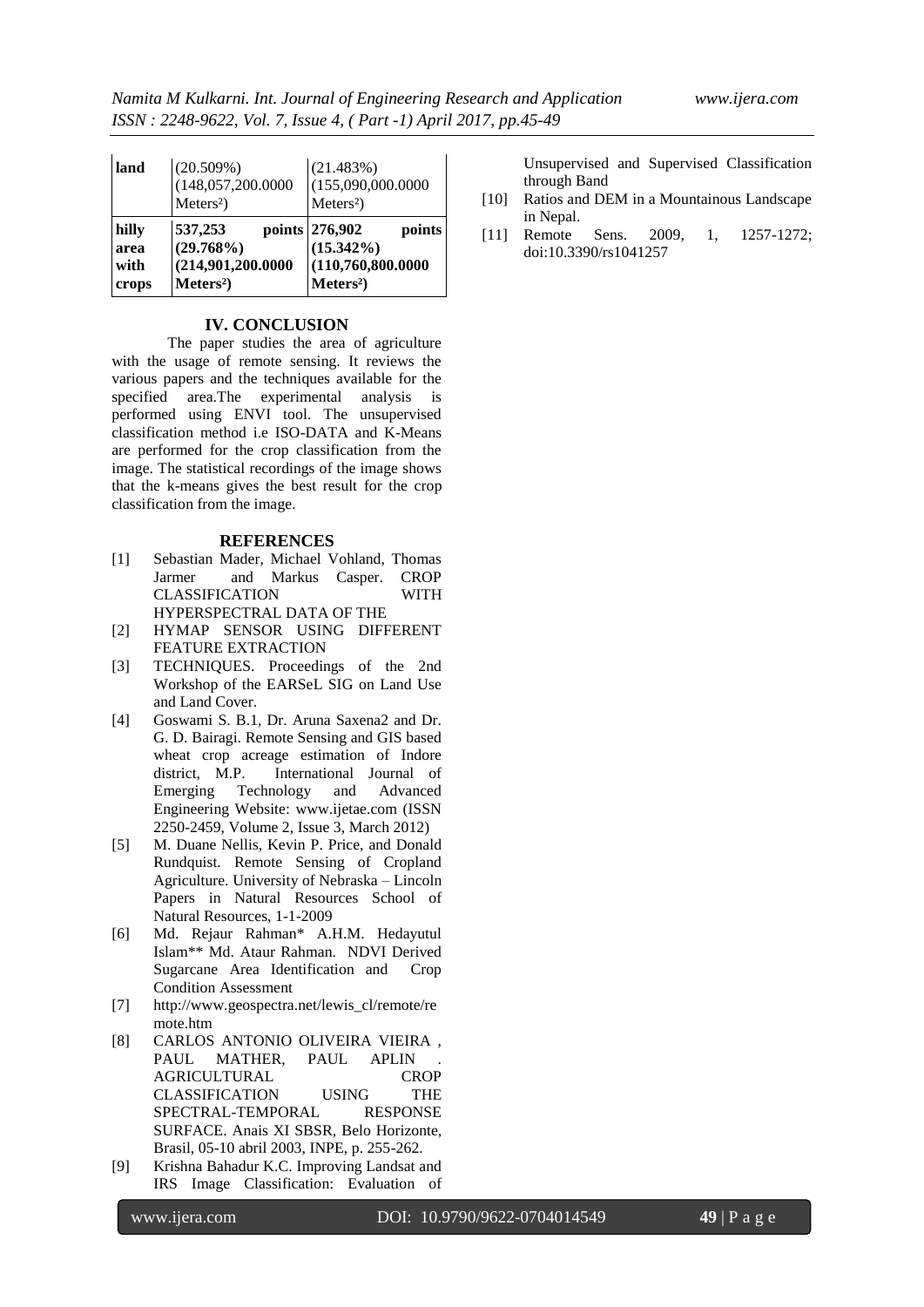| | | |
|---|---|---|
| land | (20.509%) (148,057,200.0000 Meters²) | (21.483%) (155,090,000.0000 Meters²) |
| **hilly area with crops** | **537,253 points (29.768%) (214,901,200.0000 Meters²)** | **276,902 points (15.342%) (110,760,800.0000 Meters²)** |

## IV. CONCLUSION

The paper studies the area of agriculture with the usage of remote sensing. It reviews the various papers and the techniques available for the specified area.The experimental analysis is performed using ENVI tool. The unsupervised classification method i.e ISO-DATA and K-Means are performed for the crop classification from the image. The statistical recordings of the image shows that the k-means gives the best result for the crop classification from the image.

## REFERENCES

- [1] Sebastian Mader, Michael Vohland, Thomas Jarmer and Markus Casper. CROP CLASSIFICATION WITH HYPERSPECTRAL DATA OF THE
- [2] HYMAP SENSOR USING DIFFERENT FEATURE EXTRACTION
- [3] TECHNIQUES. Proceedings of the 2nd Workshop of the EARSeL SIG on Land Use and Land Cover.
- [4] Goswami S. B.1, Dr. Aruna Saxena2 and Dr. G. D. Bairagi. Remote Sensing and GIS based wheat crop acreage estimation of Indore district, M.P. International Journal of Emerging Technology and Advanced Engineering Website: www.ijetae.com (ISSN 2250-2459, Volume 2, Issue 3, March 2012)
- [5] M. Duane Nellis, Kevin P. Price, and Donald Rundquist. Remote Sensing of Cropland Agriculture. University of Nebraska – Lincoln Papers in Natural Resources School of Natural Resources, 1-1-2009
- [6] Md. Rejaur Rahman* A.H.M. Hedayutul Islam** Md. Ataur Rahman. NDVI Derived Sugarcane Area Identification and Crop Condition Assessment
- [7] http://www.geospectra.net/lewis_cl/remote/remote.htm
- [8] CARLOS ANTONIO OLIVEIRA VIEIRA , PAUL MATHER, PAUL APLIN . AGRICULTURAL CROP CLASSIFICATION USING THE SPECTRAL-TEMPORAL RESPONSE SURFACE. Anais XI SBSR, Belo Horizonte, Brasil, 05-10 abril 2003, INPE, p. 255-262.
- [9] Krishna Bahadur K.C. Improving Landsat and IRS Image Classification: Evaluation of Unsupervised and Supervised Classification through Band
- [10] Ratios and DEM in a Mountainous Landscape in Nepal.
- [11] Remote Sens. 2009, 1, 1257-1272; doi:10.3390/rs1041257